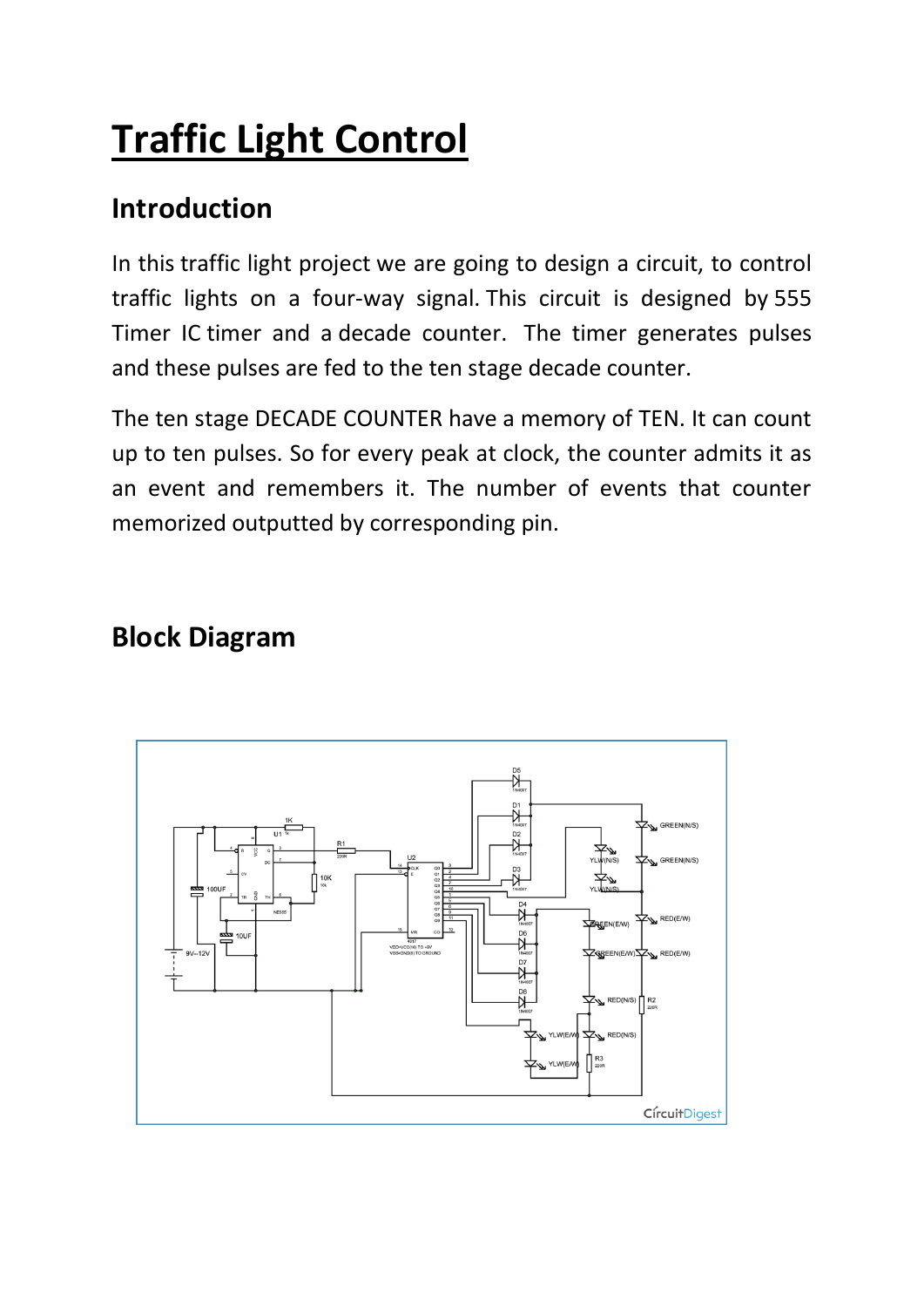# Traffic Light Control

## Introduction

In this traffic light project we are going to design a circuit, to control traffic lights on a four-way signal. This circuit is designed by 555 Timer IC timer and a decade counter. The timer generates pulses and these pulses are fed to the ten stage decade counter.

The ten stage DECADE COUNTER have a memory of TEN. It can count up to ten pulses. So for every peak at clock, the counter admits it as an event and remembers it. The number of events that counter memorized outputted by corresponding pin.

## Block Diagram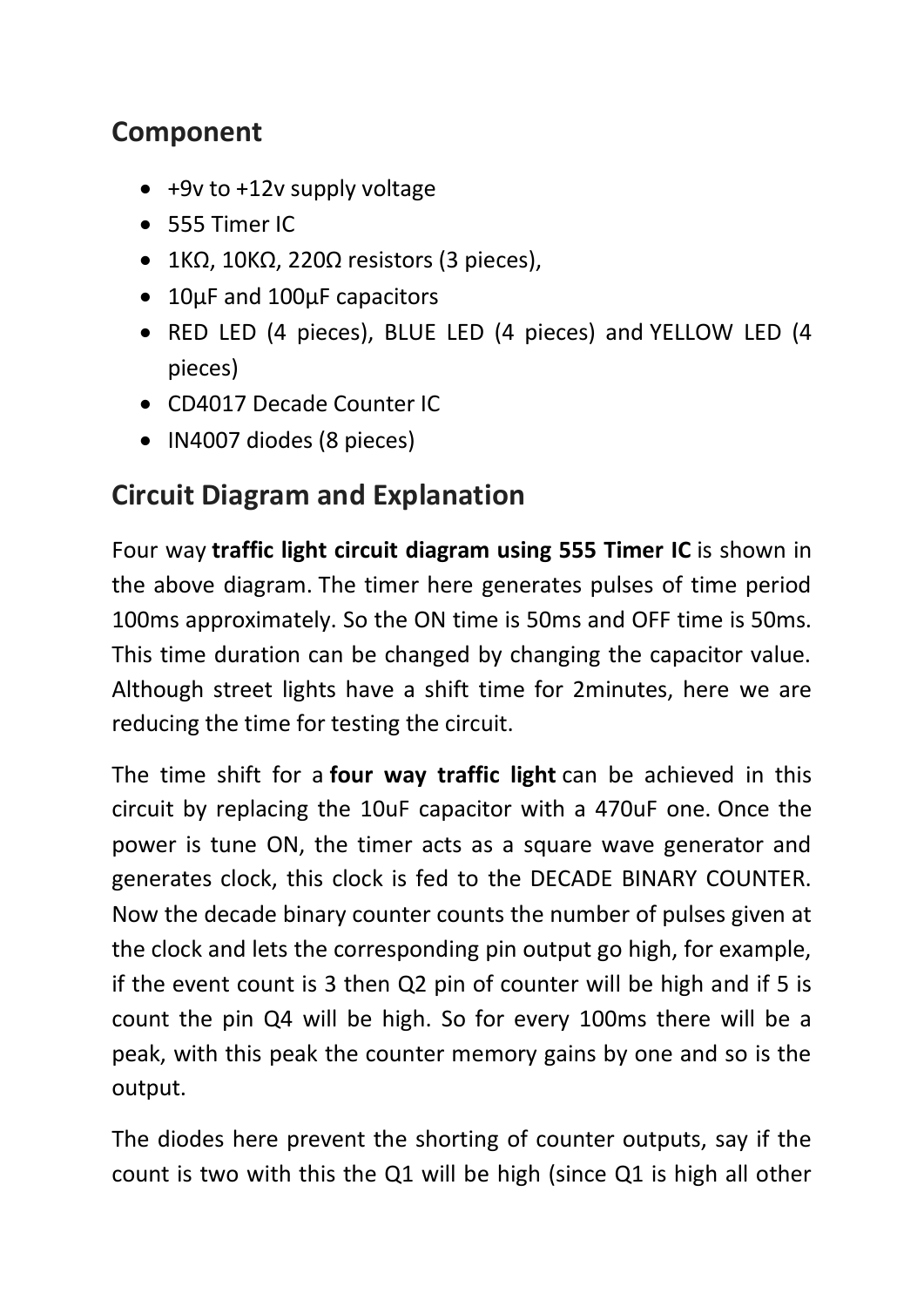## Component

- +9v to +12v supply voltage
- 555 Timer IC
- 1KΩ, 10KΩ, 220Ω resistors (3 pieces),
- 10µF and 100µF capacitors
- RED LED (4 pieces), BLUE LED (4 pieces) and YELLOW LED (4 pieces)
- CD4017 Decade Counter IC
- IN4007 diodes (8 pieces)

## Circuit Diagram and Explanation

Four way **traffic light circuit diagram using 555 Timer IC** is shown in the above diagram. The timer here generates pulses of time period 100ms approximately. So the ON time is 50ms and OFF time is 50ms. This time duration can be changed by changing the capacitor value. Although street lights have a shift time for 2minutes, here we are reducing the time for testing the circuit.

The time shift for a **four way traffic light** can be achieved in this circuit by replacing the 10uF capacitor with a 470uF one. Once the power is tune ON, the timer acts as a square wave generator and generates clock, this clock is fed to the DECADE BINARY COUNTER. Now the decade binary counter counts the number of pulses given at the clock and lets the corresponding pin output go high, for example, if the event count is 3 then Q2 pin of counter will be high and if 5 is count the pin Q4 will be high. So for every 100ms there will be a peak, with this peak the counter memory gains by one and so is the output.

The diodes here prevent the shorting of counter outputs, say if the count is two with this the Q1 will be high (since Q1 is high all other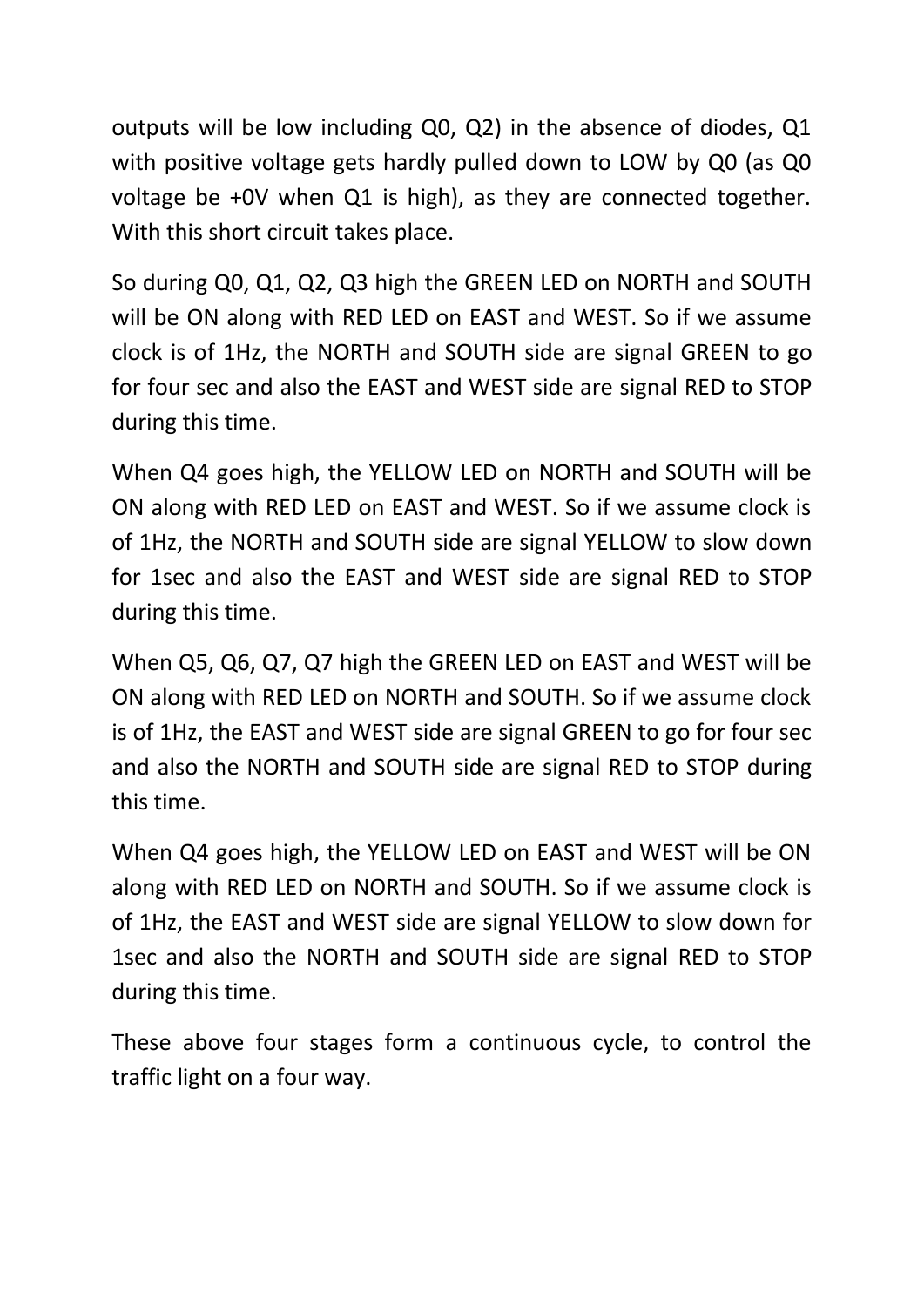outputs will be low including Q0, Q2) in the absence of diodes, Q1 with positive voltage gets hardly pulled down to LOW by Q0 (as Q0 voltage be +0V when Q1 is high), as they are connected together. With this short circuit takes place.

So during Q0, Q1, Q2, Q3 high the GREEN LED on NORTH and SOUTH will be ON along with RED LED on EAST and WEST. So if we assume clock is of 1Hz, the NORTH and SOUTH side are signal GREEN to go for four sec and also the EAST and WEST side are signal RED to STOP during this time.

When Q4 goes high, the YELLOW LED on NORTH and SOUTH will be ON along with RED LED on EAST and WEST. So if we assume clock is of 1Hz, the NORTH and SOUTH side are signal YELLOW to slow down for 1sec and also the EAST and WEST side are signal RED to STOP during this time.

When Q5, Q6, Q7, Q7 high the GREEN LED on EAST and WEST will be ON along with RED LED on NORTH and SOUTH. So if we assume clock is of 1Hz, the EAST and WEST side are signal GREEN to go for four sec and also the NORTH and SOUTH side are signal RED to STOP during this time.

When Q4 goes high, the YELLOW LED on EAST and WEST will be ON along with RED LED on NORTH and SOUTH. So if we assume clock is of 1Hz, the EAST and WEST side are signal YELLOW to slow down for 1sec and also the NORTH and SOUTH side are signal RED to STOP during this time.

These above four stages form a continuous cycle, to control the traffic light on a four way.